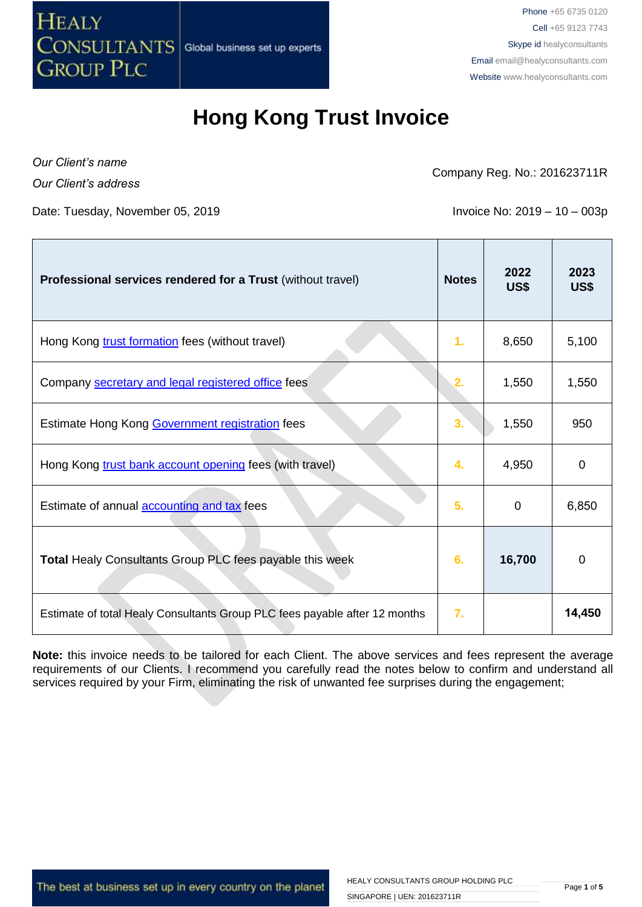HEALY CONSULTANTS GROUP PLC — Global business set up experts

Phone +65 6735 0120
Cell +65 9123 7743
Skype id healyconsultants
Email email@healyconsultants.com
Website www.healyconsultants.com

# Hong Kong Trust Invoice

*Our Client's name*
*Our Client's address*

Company Reg. No.: 201623711R

Date: Tuesday, November 05, 2019

Invoice No: 2019 – 10 – 003p

| **Professional services rendered for a Trust** (without travel) | **Notes** | **2022 US$** | **2023 US$** |
|---|---|---|---|
| Hong Kong trust formation fees (without travel) | 1. | 8,650 | 5,100 |
| Company secretary and legal registered office fees | 2. | 1,550 | 1,550 |
| Estimate Hong Kong Government registration fees | 3. | 1,550 | 950 |
| Hong Kong trust bank account opening fees (with travel) | 4. | 4,950 | 0 |
| Estimate of annual accounting and tax fees | 5. | 0 | 6,850 |
| **Total** Healy Consultants Group PLC fees payable this week | 6. | **16,700** | 0 |
| Estimate of total Healy Consultants Group PLC fees payable after 12 months | 7. | | **14,450** |

**Note:** this invoice needs to be tailored for each Client. The above services and fees represent the average requirements of our Clients. I recommend you carefully read the notes below to confirm and understand all services required by your Firm, eliminating the risk of unwanted fee surprises during the engagement;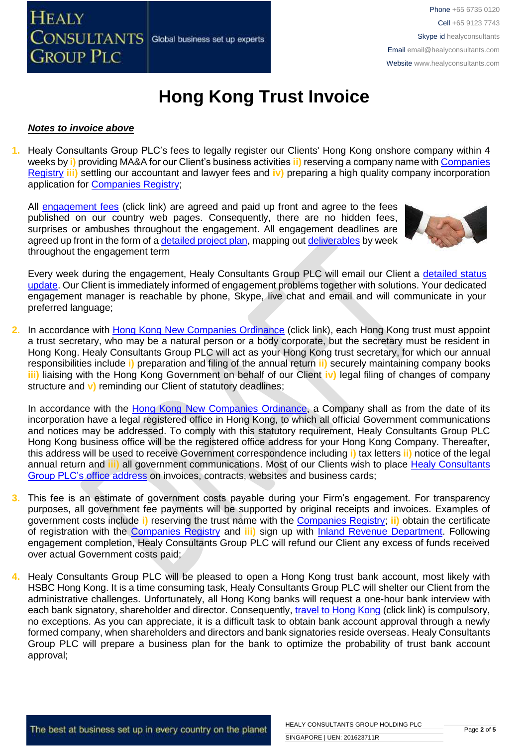# Hong Kong Trust Invoice

***Notes to invoice above***

1. Healy Consultants Group PLC's fees to legally register our Clients' Hong Kong onshore company within 4 weeks by **i)** providing MA&A for our Client's business activities **ii)** reserving a company name with Companies Registry **iii)** settling our accountant and lawyer fees and **iv)** preparing a high quality company incorporation application for Companies Registry;

   All engagement fees (click link) are agreed and paid up front and agree to the fees published on our country web pages. Consequently, there are no hidden fees, surprises or ambushes throughout the engagement. All engagement deadlines are agreed up front in the form of a detailed project plan, mapping out deliverables by week throughout the engagement term

   Every week during the engagement, Healy Consultants Group PLC will email our Client a detailed status update. Our Client is immediately informed of engagement problems together with solutions. Your dedicated engagement manager is reachable by phone, Skype, live chat and email and will communicate in your preferred language;

2. In accordance with Hong Kong New Companies Ordinance (click link), each Hong Kong trust must appoint a trust secretary, who may be a natural person or a body corporate, but the secretary must be resident in Hong Kong. Healy Consultants Group PLC will act as your Hong Kong trust secretary, for which our annual responsibilities include **i)** preparation and filing of the annual return **ii)** securely maintaining company books **iii)** liaising with the Hong Kong Government on behalf of our Client **iv)** legal filing of changes of company structure and **v)** reminding our Client of statutory deadlines;

   In accordance with the Hong Kong New Companies Ordinance, a Company shall as from the date of its incorporation have a legal registered office in Hong Kong, to which all official Government communications and notices may be addressed. To comply with this statutory requirement, Healy Consultants Group PLC Hong Kong business office will be the registered office address for your Hong Kong Company. Thereafter, this address will be used to receive Government correspondence including **i)** tax letters **ii)** notice of the legal annual return and **iii)** all government communications. Most of our Clients wish to place Healy Consultants Group PLC's office address on invoices, contracts, websites and business cards;

3. This fee is an estimate of government costs payable during your Firm's engagement. For transparency purposes, all government fee payments will be supported by original receipts and invoices. Examples of government costs include **i)** reserving the trust name with the Companies Registry; **ii)** obtain the certificate of registration with the Companies Registry and **iii)** sign up with Inland Revenue Department. Following engagement completion, Healy Consultants Group PLC will refund our Client any excess of funds received over actual Government costs paid;

4. Healy Consultants Group PLC will be pleased to open a Hong Kong trust bank account, most likely with HSBC Hong Kong. It is a time consuming task, Healy Consultants Group PLC will shelter our Client from the administrative challenges. Unfortunately, all Hong Kong banks will request a one-hour bank interview with each bank signatory, shareholder and director. Consequently, travel to Hong Kong (click link) is compulsory, no exceptions. As you can appreciate, it is a difficult task to obtain bank account approval through a newly formed company, when shareholders and directors and bank signatories reside overseas. Healy Consultants Group PLC will prepare a business plan for the bank to optimize the probability of trust bank account approval;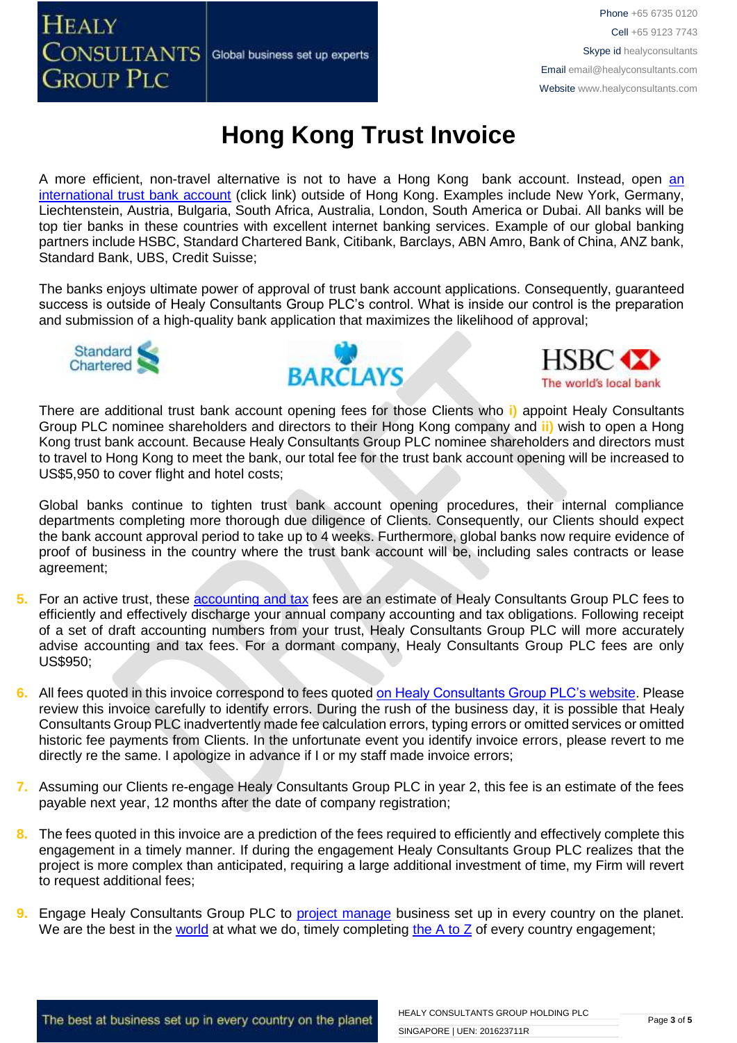# Hong Kong Trust Invoice

A more efficient, non-travel alternative is not to have a Hong Kong bank account. Instead, open an international trust bank account (click link) outside of Hong Kong. Examples include New York, Germany, Liechtenstein, Austria, Bulgaria, South Africa, Australia, London, South America or Dubai. All banks will be top tier banks in these countries with excellent internet banking services. Example of our global banking partners include HSBC, Standard Chartered Bank, Citibank, Barclays, ABN Amro, Bank of China, ANZ bank, Standard Bank, UBS, Credit Suisse;

The banks enjoys ultimate power of approval of trust bank account applications. Consequently, guaranteed success is outside of Healy Consultants Group PLC's control. What is inside our control is the preparation and submission of a high-quality bank application that maximizes the likelihood of approval;

There are additional trust bank account opening fees for those Clients who **i)** appoint Healy Consultants Group PLC nominee shareholders and directors to their Hong Kong company and **ii)** wish to open a Hong Kong trust bank account. Because Healy Consultants Group PLC nominee shareholders and directors must to travel to Hong Kong to meet the bank, our total fee for the trust bank account opening will be increased to US$5,950 to cover flight and hotel costs;

Global banks continue to tighten trust bank account opening procedures, their internal compliance departments completing more thorough due diligence of Clients. Consequently, our Clients should expect the bank account approval period to take up to 4 weeks. Furthermore, global banks now require evidence of proof of business in the country where the trust bank account will be, including sales contracts or lease agreement;

5. For an active trust, these accounting and tax fees are an estimate of Healy Consultants Group PLC fees to efficiently and effectively discharge your annual company accounting and tax obligations. Following receipt of a set of draft accounting numbers from your trust, Healy Consultants Group PLC will more accurately advise accounting and tax fees. For a dormant company, Healy Consultants Group PLC fees are only US$950;

6. All fees quoted in this invoice correspond to fees quoted on Healy Consultants Group PLC's website. Please review this invoice carefully to identify errors. During the rush of the business day, it is possible that Healy Consultants Group PLC inadvertently made fee calculation errors, typing errors or omitted services or omitted historic fee payments from Clients. In the unfortunate event you identify invoice errors, please revert to me directly re the same. I apologize in advance if I or my staff made invoice errors;

7. Assuming our Clients re-engage Healy Consultants Group PLC in year 2, this fee is an estimate of the fees payable next year, 12 months after the date of company registration;

8. The fees quoted in this invoice are a prediction of the fees required to efficiently and effectively complete this engagement in a timely manner. If during the engagement Healy Consultants Group PLC realizes that the project is more complex than anticipated, requiring a large additional investment of time, my Firm will revert to request additional fees;

9. Engage Healy Consultants Group PLC to project manage business set up in every country on the planet. We are the best in the world at what we do, timely completing the A to Z of every country engagement;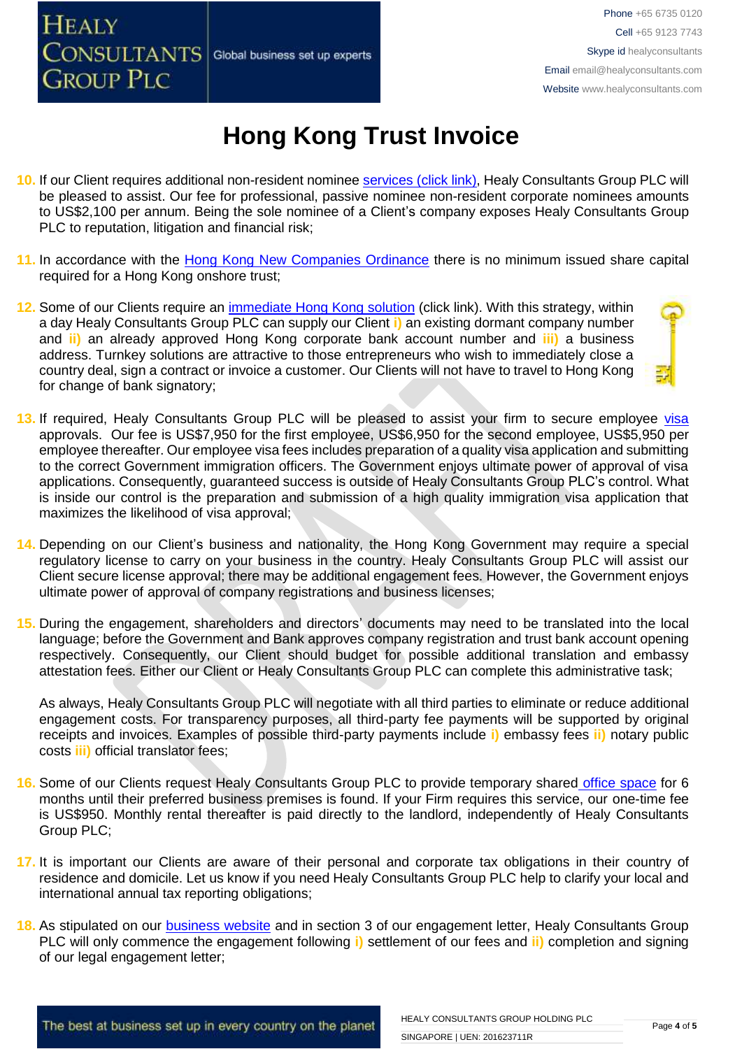# Hong Kong Trust Invoice

10. If our Client requires additional non-resident nominee services (click link), Healy Consultants Group PLC will be pleased to assist. Our fee for professional, passive nominee non-resident corporate nominees amounts to US$2,100 per annum. Being the sole nominee of a Client's company exposes Healy Consultants Group PLC to reputation, litigation and financial risk;

11. In accordance with the Hong Kong New Companies Ordinance there is no minimum issued share capital required for a Hong Kong onshore trust;

12. Some of our Clients require an immediate Hong Kong solution (click link). With this strategy, within a day Healy Consultants Group PLC can supply our Client **i)** an existing dormant company number and **ii)** an already approved Hong Kong corporate bank account number and **iii)** a business address. Turnkey solutions are attractive to those entrepreneurs who wish to immediately close a country deal, sign a contract or invoice a customer. Our Clients will not have to travel to Hong Kong for change of bank signatory;

13. If required, Healy Consultants Group PLC will be pleased to assist your firm to secure employee visa approvals. Our fee is US$7,950 for the first employee, US$6,950 for the second employee, US$5,950 per employee thereafter. Our employee visa fees includes preparation of a quality visa application and submitting to the correct Government immigration officers. The Government enjoys ultimate power of approval of visa applications. Consequently, guaranteed success is outside of Healy Consultants Group PLC's control. What is inside our control is the preparation and submission of a high quality immigration visa application that maximizes the likelihood of visa approval;

14. Depending on our Client's business and nationality, the Hong Kong Government may require a special regulatory license to carry on your business in the country. Healy Consultants Group PLC will assist our Client secure license approval; there may be additional engagement fees. However, the Government enjoys ultimate power of approval of company registrations and business licenses;

15. During the engagement, shareholders and directors' documents may need to be translated into the local language; before the Government and Bank approves company registration and trust bank account opening respectively. Consequently, our Client should budget for possible additional translation and embassy attestation fees. Either our Client or Healy Consultants Group PLC can complete this administrative task;

    As always, Healy Consultants Group PLC will negotiate with all third parties to eliminate or reduce additional engagement costs. For transparency purposes, all third-party fee payments will be supported by original receipts and invoices. Examples of possible third-party payments include **i)** embassy fees **ii)** notary public costs **iii)** official translator fees;

16. Some of our Clients request Healy Consultants Group PLC to provide temporary shared office space for 6 months until their preferred business premises is found. If your Firm requires this service, our one-time fee is US$950. Monthly rental thereafter is paid directly to the landlord, independently of Healy Consultants Group PLC;

17. It is important our Clients are aware of their personal and corporate tax obligations in their country of residence and domicile. Let us know if you need Healy Consultants Group PLC help to clarify your local and international annual tax reporting obligations;

18. As stipulated on our business website and in section 3 of our engagement letter, Healy Consultants Group PLC will only commence the engagement following **i)** settlement of our fees and **ii)** completion and signing of our legal engagement letter;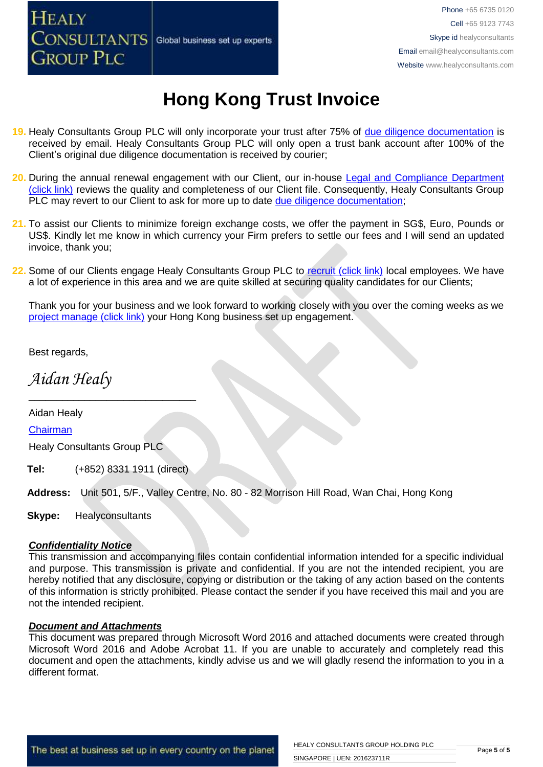# Hong Kong Trust Invoice

19. Healy Consultants Group PLC will only incorporate your trust after 75% of due diligence documentation is received by email. Healy Consultants Group PLC will only open a trust bank account after 100% of the Client's original due diligence documentation is received by courier;

20. During the annual renewal engagement with our Client, our in-house Legal and Compliance Department (click link) reviews the quality and completeness of our Client file. Consequently, Healy Consultants Group PLC may revert to our Client to ask for more up to date due diligence documentation;

21. To assist our Clients to minimize foreign exchange costs, we offer the payment in SG$, Euro, Pounds or US$. Kindly let me know in which currency your Firm prefers to settle our fees and I will send an updated invoice, thank you;

22. Some of our Clients engage Healy Consultants Group PLC to recruit (click link) local employees. We have a lot of experience in this area and we are quite skilled at securing quality candidates for our Clients;

Thank you for your business and we look forward to working closely with you over the coming weeks as we project manage (click link) your Hong Kong business set up engagement.

Best regards,

*Aidan Healy*

______________________________

Aidan Healy

Chairman

Healy Consultants Group PLC

**Tel:** (+852) 8331 1911 (direct)

**Address:** Unit 501, 5/F., Valley Centre, No. 80 - 82 Morrison Hill Road, Wan Chai, Hong Kong

**Skype:** Healyconsultants

***Confidentiality Notice***

This transmission and accompanying files contain confidential information intended for a specific individual and purpose. This transmission is private and confidential. If you are not the intended recipient, you are hereby notified that any disclosure, copying or distribution or the taking of any action based on the contents of this information is strictly prohibited. Please contact the sender if you have received this mail and you are not the intended recipient.

***Document and Attachments***

This document was prepared through Microsoft Word 2016 and attached documents were created through Microsoft Word 2016 and Adobe Acrobat 11. If you are unable to accurately and completely read this document and open the attachments, kindly advise us and we will gladly resend the information to you in a different format.